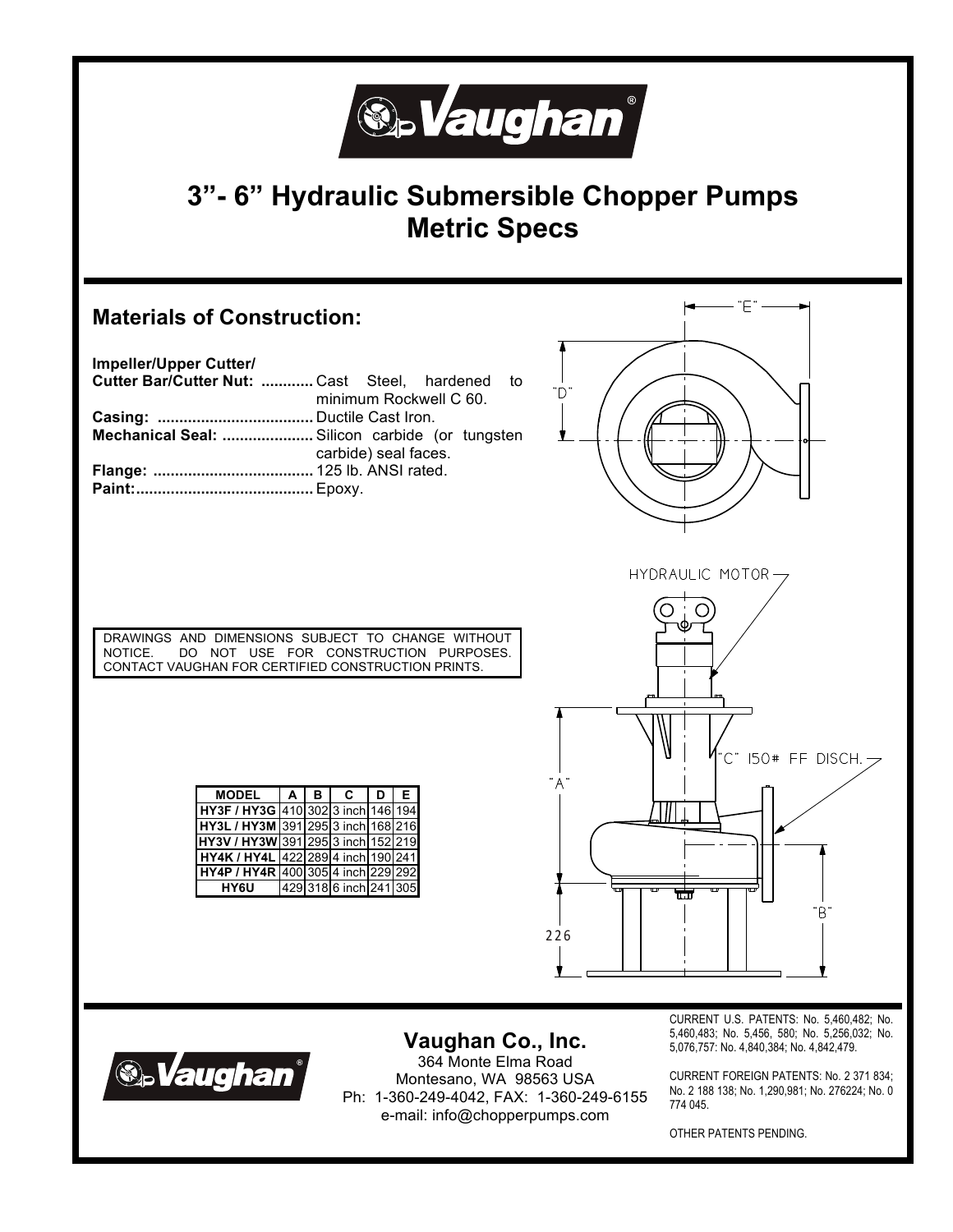# 3"- 6" Hydraulic Submersible Chopper Pumps
# Metric Specs

## Materials of Construction:

**Impeller/Upper Cutter/**
**Cutter Bar/Cutter Nut:** ............ Cast Steel, hardened to minimum Rockwell C 60.
**Casing:** .................................... Ductile Cast Iron.
**Mechanical Seal:** ..................... Silicon carbide (or tungsten carbide) seal faces.
**Flange:** ..................................... 125 lb. ANSI rated.
**Paint:**......................................... Epoxy.

DRAWINGS AND DIMENSIONS SUBJECT TO CHANGE WITHOUT NOTICE. DO NOT USE FOR CONSTRUCTION PURPOSES. CONTACT VAUGHAN FOR CERTIFIED CONSTRUCTION PRINTS.

| MODEL | A | B | C | D | E |
|---|---|---|---|---|---|
| HY3F / HY3G | 410 | 302 | 3 inch | 146 | 194 |
| HY3L / HY3M | 391 | 295 | 3 inch | 168 | 216 |
| HY3V / HY3W | 391 | 295 | 3 inch | 152 | 219 |
| HY4K / HY4L | 422 | 289 | 4 inch | 190 | 241 |
| HY4P / HY4R | 400 | 305 | 4 inch | 229 | 292 |
| HY6U | 429 | 318 | 6 inch | 241 | 305 |

"E"
"D"
HYDRAULIC MOTOR
"A"
"C" 150# FF DISCH.
"B"
226

## Vaughan Co., Inc.

364 Monte Elma Road
Montesano, WA 98563 USA
Ph: 1-360-249-4042, FAX: 1-360-249-6155
e-mail: info@chopperpumps.com

CURRENT U.S. PATENTS: No. 5,460,482; No. 5,460,483; No. 5,456, 580; No. 5,256,032; No. 5,076,757: No. 4,840,384; No. 4,842,479.

CURRENT FOREIGN PATENTS: No. 2 371 834; No. 2 188 138; No. 1,290,981; No. 276224; No. 0 774 045.

OTHER PATENTS PENDING.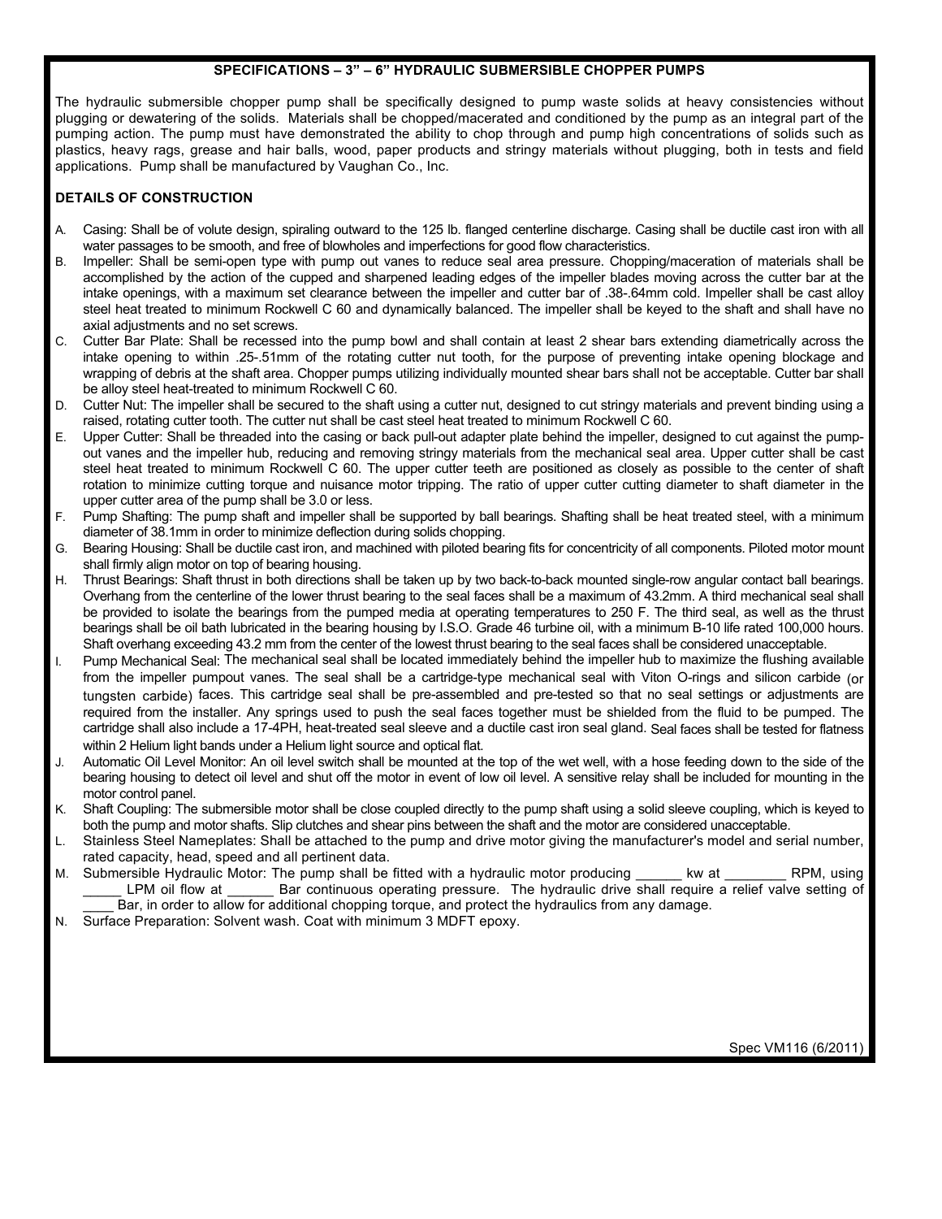**SPECIFICATIONS – 3" – 6" HYDRAULIC SUBMERSIBLE CHOPPER PUMPS**

The hydraulic submersible chopper pump shall be specifically designed to pump waste solids at heavy consistencies without plugging or dewatering of the solids. Materials shall be chopped/macerated and conditioned by the pump as an integral part of the pumping action. The pump must have demonstrated the ability to chop through and pump high concentrations of solids such as plastics, heavy rags, grease and hair balls, wood, paper products and stringy materials without plugging, both in tests and field applications. Pump shall be manufactured by Vaughan Co., Inc.

**DETAILS OF CONSTRUCTION**

A. Casing: Shall be of volute design, spiraling outward to the 125 lb. flanged centerline discharge. Casing shall be ductile cast iron with all water passages to be smooth, and free of blowholes and imperfections for good flow characteristics.

B. Impeller: Shall be semi-open type with pump out vanes to reduce seal area pressure. Chopping/maceration of materials shall be accomplished by the action of the cupped and sharpened leading edges of the impeller blades moving across the cutter bar at the intake openings, with a maximum set clearance between the impeller and cutter bar of .38-.64mm cold. Impeller shall be cast alloy steel heat treated to minimum Rockwell C 60 and dynamically balanced. The impeller shall be keyed to the shaft and shall have no axial adjustments and no set screws.

C. Cutter Bar Plate: Shall be recessed into the pump bowl and shall contain at least 2 shear bars extending diametrically across the intake opening to within .25-.51mm of the rotating cutter nut tooth, for the purpose of preventing intake opening blockage and wrapping of debris at the shaft area. Chopper pumps utilizing individually mounted shear bars shall not be acceptable. Cutter bar shall be alloy steel heat-treated to minimum Rockwell C 60.

D. Cutter Nut: The impeller shall be secured to the shaft using a cutter nut, designed to cut stringy materials and prevent binding using a raised, rotating cutter tooth. The cutter nut shall be cast steel heat treated to minimum Rockwell C 60.

E. Upper Cutter: Shall be threaded into the casing or back pull-out adapter plate behind the impeller, designed to cut against the pump-out vanes and the impeller hub, reducing and removing stringy materials from the mechanical seal area. Upper cutter shall be cast steel heat treated to minimum Rockwell C 60. The upper cutter teeth are positioned as closely as possible to the center of shaft rotation to minimize cutting torque and nuisance motor tripping. The ratio of upper cutter cutting diameter to shaft diameter in the upper cutter area of the pump shall be 3.0 or less.

F. Pump Shafting: The pump shaft and impeller shall be supported by ball bearings. Shafting shall be heat treated steel, with a minimum diameter of 38.1mm in order to minimize deflection during solids chopping.

G. Bearing Housing: Shall be ductile cast iron, and machined with piloted bearing fits for concentricity of all components. Piloted motor mount shall firmly align motor on top of bearing housing.

H. Thrust Bearings: Shaft thrust in both directions shall be taken up by two back-to-back mounted single-row angular contact ball bearings. Overhang from the centerline of the lower thrust bearing to the seal faces shall be a maximum of 43.2mm. A third mechanical seal shall be provided to isolate the bearings from the pumped media at operating temperatures to 250 F. The third seal, as well as the thrust bearings shall be oil bath lubricated in the bearing housing by I.S.O. Grade 46 turbine oil, with a minimum B-10 life rated 100,000 hours. Shaft overhang exceeding 43.2 mm from the center of the lowest thrust bearing to the seal faces shall be considered unacceptable.

I. Pump Mechanical Seal: The mechanical seal shall be located immediately behind the impeller hub to maximize the flushing available from the impeller pumpout vanes. The seal shall be a cartridge-type mechanical seal with Viton O-rings and silicon carbide (or tungsten carbide) faces. This cartridge seal shall be pre-assembled and pre-tested so that no seal settings or adjustments are required from the installer. Any springs used to push the seal faces together must be shielded from the fluid to be pumped. The cartridge shall also include a 17-4PH, heat-treated seal sleeve and a ductile cast iron seal gland. Seal faces shall be tested for flatness within 2 Helium light bands under a Helium light source and optical flat.

J. Automatic Oil Level Monitor: An oil level switch shall be mounted at the top of the wet well, with a hose feeding down to the side of the bearing housing to detect oil level and shut off the motor in event of low oil level. A sensitive relay shall be included for mounting in the motor control panel.

K. Shaft Coupling: The submersible motor shall be close coupled directly to the pump shaft using a solid sleeve coupling, which is keyed to both the pump and motor shafts. Slip clutches and shear pins between the shaft and the motor are considered unacceptable.

L. Stainless Steel Nameplates: Shall be attached to the pump and drive motor giving the manufacturer's model and serial number, rated capacity, head, speed and all pertinent data.

M. Submersible Hydraulic Motor: The pump shall be fitted with a hydraulic motor producing ______ kw at ________ RPM, using _____ LPM oil flow at ______ Bar continuous operating pressure. The hydraulic drive shall require a relief valve setting of ____ Bar, in order to allow for additional chopping torque, and protect the hydraulics from any damage.

N. Surface Preparation: Solvent wash. Coat with minimum 3 MDFT epoxy.

Spec VM116 (6/2011)